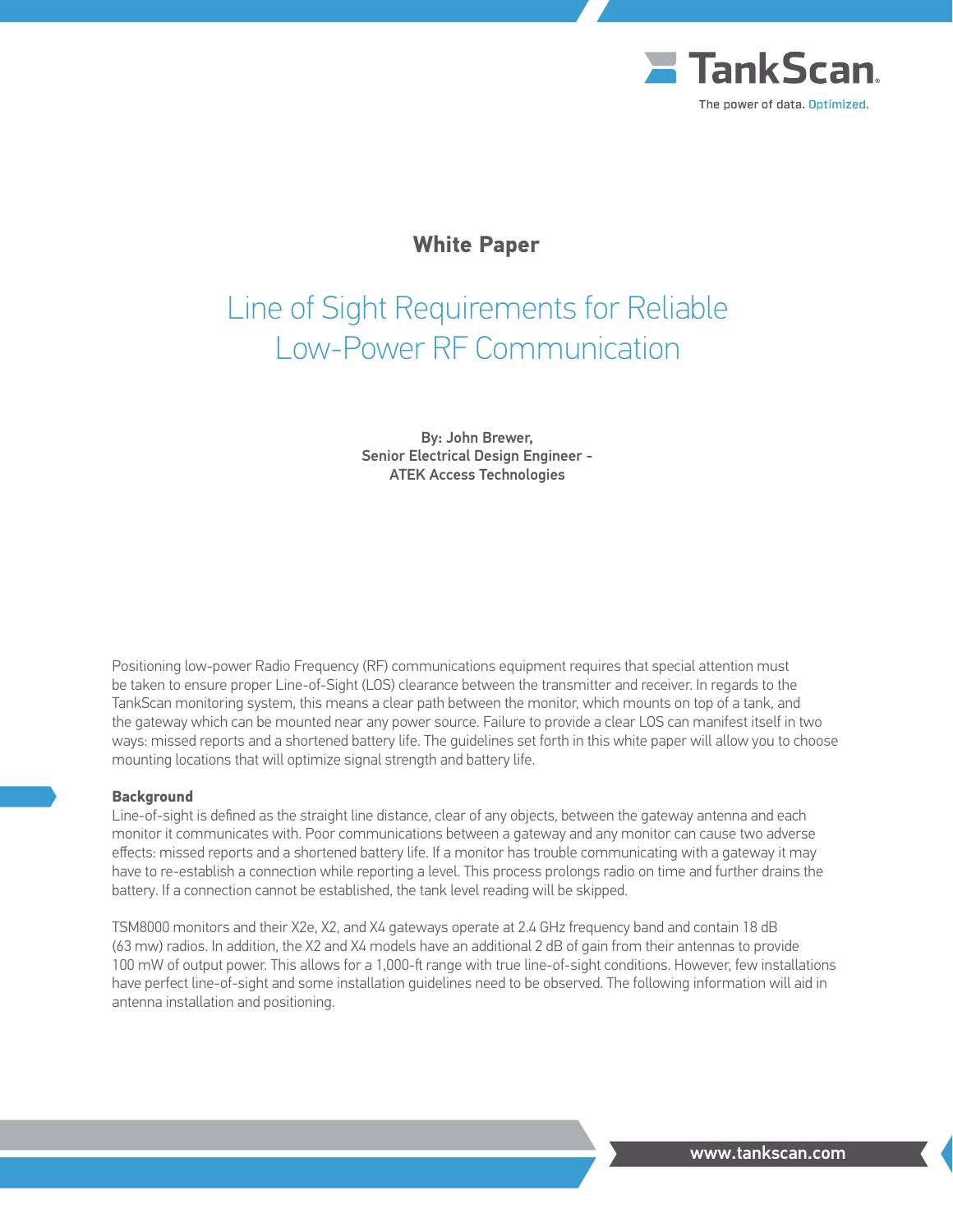TankScan

The power of data. Optimized.

**White Paper**

# Line of Sight Requirements for Reliable Low-Power RF Communication

**By: John Brewer,**
**Senior Electrical Design Engineer -**
**ATEK Access Technologies**

Positioning low-power Radio Frequency (RF) communications equipment requires that special attention must be taken to ensure proper Line-of-Sight (LOS) clearance between the transmitter and receiver. In regards to the TankScan monitoring system, this means a clear path between the monitor, which mounts on top of a tank, and the gateway which can be mounted near any power source. Failure to provide a clear LOS can manifest itself in two ways: missed reports and a shortened battery life. The guidelines set forth in this white paper will allow you to choose mounting locations that will optimize signal strength and battery life.

## Background

Line-of-sight is defined as the straight line distance, clear of any objects, between the gateway antenna and each monitor it communicates with. Poor communications between a gateway and any monitor can cause two adverse effects: missed reports and a shortened battery life. If a monitor has trouble communicating with a gateway it may have to re-establish a connection while reporting a level. This process prolongs radio on time and further drains the battery. If a connection cannot be established, the tank level reading will be skipped.

TSM8000 monitors and their X2e, X2, and X4 gateways operate at 2.4 GHz frequency band and contain 18 dB (63 mw) radios. In addition, the X2 and X4 models have an additional 2 dB of gain from their antennas to provide 100 mW of output power. This allows for a 1,000-ft range with true line-of-sight conditions. However, few installations have perfect line-of-sight and some installation guidelines need to be observed. The following information will aid in antenna installation and positioning.

www.tankscan.com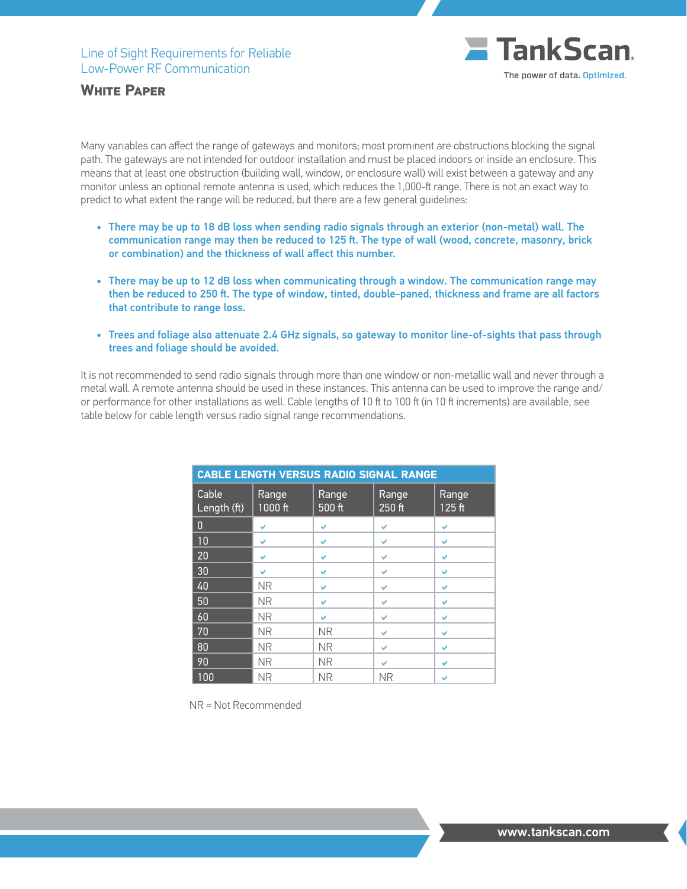Line of Sight Requirements for Reliable Low-Power RF Communication

**White Paper**

Many variables can affect the range of gateways and monitors; most prominent are obstructions blocking the signal path. The gateways are not intended for outdoor installation and must be placed indoors or inside an enclosure. This means that at least one obstruction (building wall, window, or enclosure wall) will exist between a gateway and any monitor unless an optional remote antenna is used, which reduces the 1,000-ft range. There is not an exact way to predict to what extent the range will be reduced, but there are a few general guidelines:

- **There may be up to 18 dB loss when sending radio signals through an exterior (non-metal) wall. The communication range may then be reduced to 125 ft. The type of wall (wood, concrete, masonry, brick or combination) and the thickness of wall affect this number.**
- **There may be up to 12 dB loss when communicating through a window. The communication range may then be reduced to 250 ft. The type of window, tinted, double-paned, thickness and frame are all factors that contribute to range loss.**
- **Trees and foliage also attenuate 2.4 GHz signals, so gateway to monitor line-of-sights that pass through trees and foliage should be avoided.**

It is not recommended to send radio signals through more than one window or non-metallic wall and never through a metal wall. A remote antenna should be used in these instances. This antenna can be used to improve the range and/or performance for other installations as well. Cable lengths of 10 ft to 100 ft (in 10 ft increments) are available, see table below for cable length versus radio signal range recommendations.

**CABLE LENGTH VERSUS RADIO SIGNAL RANGE**

| Cable Length (ft) | Range 1000 ft | Range 500 ft | Range 250 ft | Range 125 ft |
|---|---|---|---|---|
| 0 | ✔ | ✔ | ✔ | ✔ |
| 10 | ✔ | ✔ | ✔ | ✔ |
| 20 | ✔ | ✔ | ✔ | ✔ |
| 30 | ✔ | ✔ | ✔ | ✔ |
| 40 | NR | ✔ | ✔ | ✔ |
| 50 | NR | ✔ | ✔ | ✔ |
| 60 | NR | ✔ | ✔ | ✔ |
| 70 | NR | NR | ✔ | ✔ |
| 80 | NR | NR | ✔ | ✔ |
| 90 | NR | NR | ✔ | ✔ |
| 100 | NR | NR | NR | ✔ |

NR = Not Recommended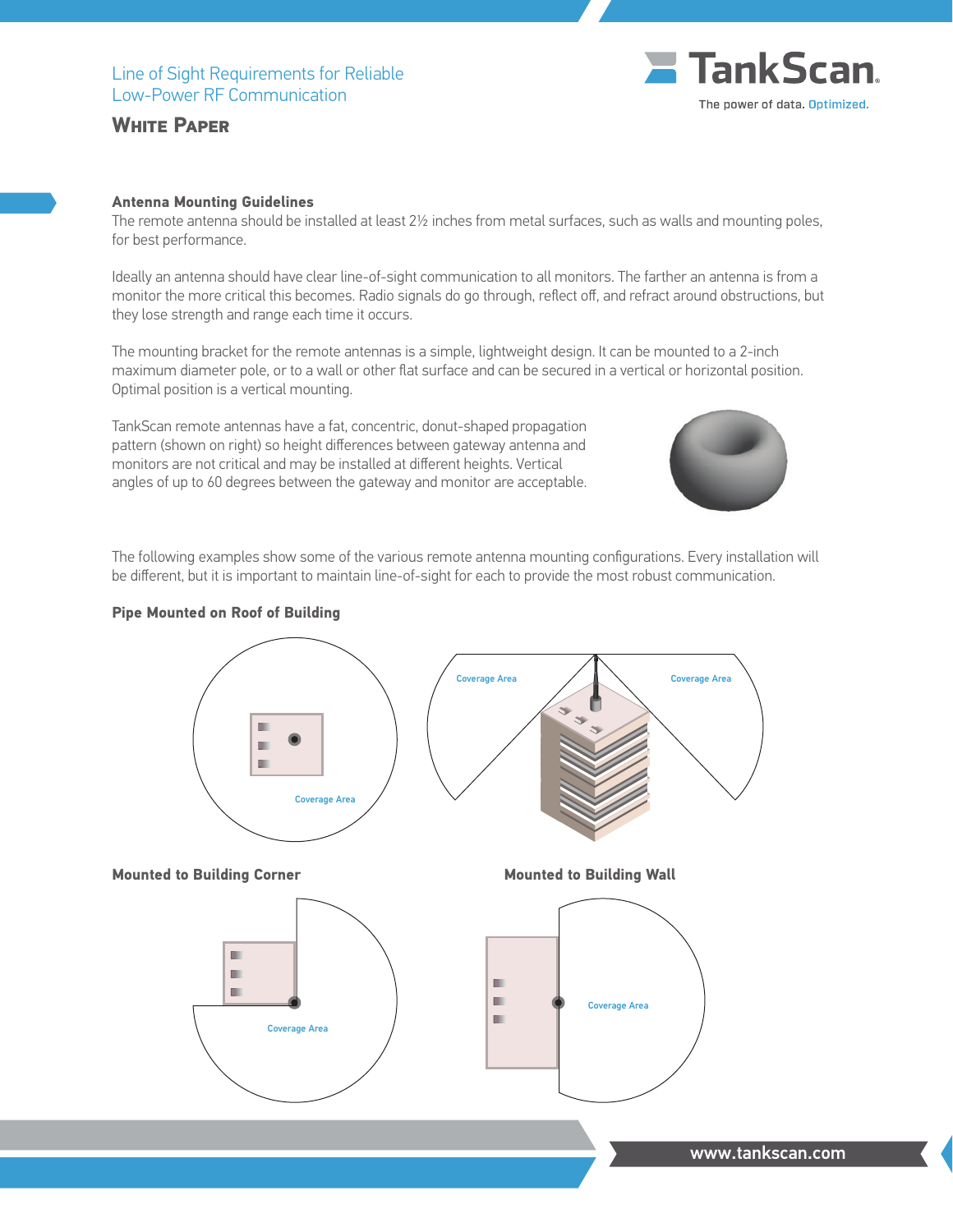## Antenna Mounting Guidelines

The remote antenna should be installed at least 2½ inches from metal surfaces, such as walls and mounting poles, for best performance.

Ideally an antenna should have clear line-of-sight communication to all monitors. The farther an antenna is from a monitor the more critical this becomes. Radio signals do go through, reflect off, and refract around obstructions, but they lose strength and range each time it occurs.

The mounting bracket for the remote antennas is a simple, lightweight design. It can be mounted to a 2-inch maximum diameter pole, or to a wall or other flat surface and can be secured in a vertical or horizontal position. Optimal position is a vertical mounting.

TankScan remote antennas have a fat, concentric, donut-shaped propagation pattern (shown on right) so height differences between gateway antenna and monitors are not critical and may be installed at different heights. Vertical angles of up to 60 degrees between the gateway and monitor are acceptable.

The following examples show some of the various remote antenna mounting configurations. Every installation will be different, but it is important to maintain line-of-sight for each to provide the most robust communication.

### Pipe Mounted on Roof of Building

Coverage Area

Coverage Area

Coverage Area

### Mounted to Building Corner

Coverage Area

### Mounted to Building Wall

Coverage Area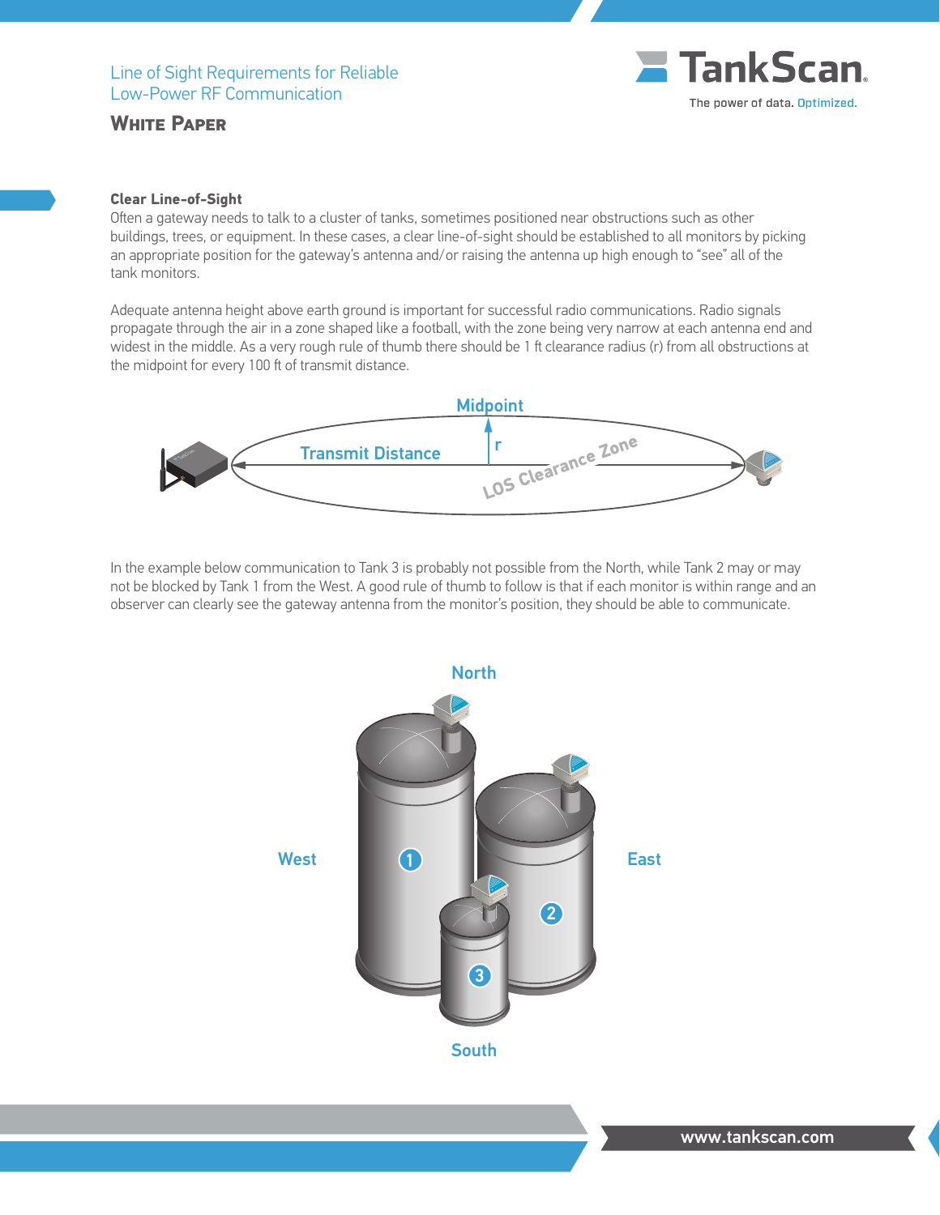## Clear Line-of-Sight

Often a gateway needs to talk to a cluster of tanks, sometimes positioned near obstructions such as other buildings, trees, or equipment. In these cases, a clear line-of-sight should be established to all monitors by picking an appropriate position for the gateway's antenna and/or raising the antenna up high enough to "see" all of the tank monitors.

Adequate antenna height above earth ground is important for successful radio communications. Radio signals propagate through the air in a zone shaped like a football, with the zone being very narrow at each antenna end and widest in the middle. As a very rough rule of thumb there should be 1 ft clearance radius (r) from all obstructions at the midpoint for every 100 ft of transmit distance.

In the example below communication to Tank 3 is probably not possible from the North, while Tank 2 may or may not be blocked by Tank 1 from the West. A good rule of thumb to follow is that if each monitor is within range and an observer can clearly see the gateway antenna from the monitor's position, they should be able to communicate.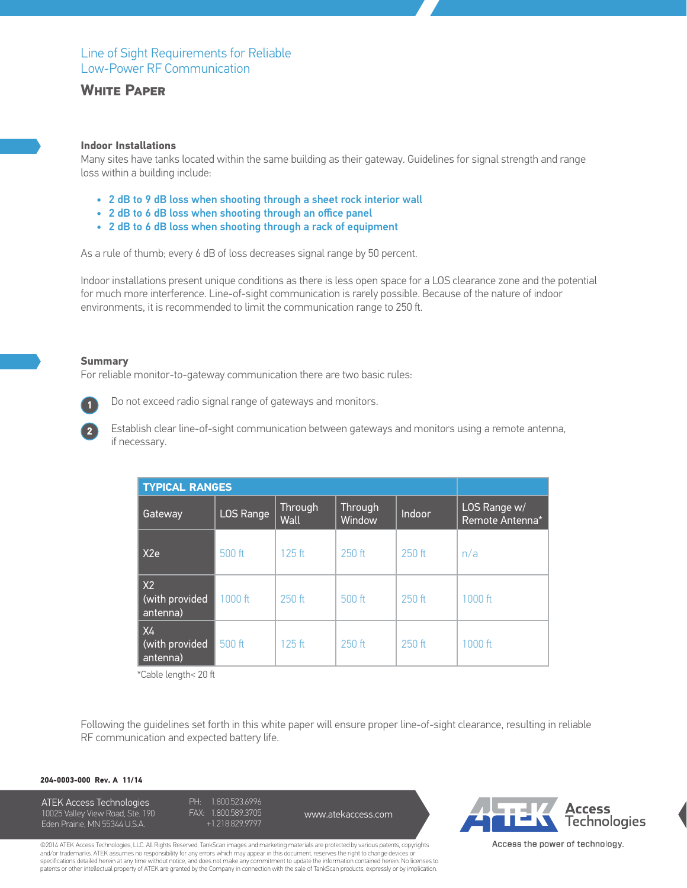## Indoor Installations

Many sites have tanks located within the same building as their gateway. Guidelines for signal strength and range loss within a building include:

- **2 dB to 9 dB loss when shooting through a sheet rock interior wall**
- **2 dB to 6 dB loss when shooting through an office panel**
- **2 dB to 6 dB loss when shooting through a rack of equipment**

As a rule of thumb; every 6 dB of loss decreases signal range by 50 percent.

Indoor installations present unique conditions as there is less open space for a LOS clearance zone and the potential for much more interference. Line-of-sight communication is rarely possible. Because of the nature of indoor environments, it is recommended to limit the communication range to 250 ft.

## Summary

For reliable monitor-to-gateway communication there are two basic rules:

1. Do not exceed radio signal range of gateways and monitors.
2. Establish clear line-of-sight communication between gateways and monitors using a remote antenna, if necessary.

| TYPICAL RANGES | | | | | |
|---|---|---|---|---|---|
| Gateway | LOS Range | Through Wall | Through Window | Indoor | LOS Range w/ Remote Antenna* |
| X2e | 500 ft | 125 ft | 250 ft | 250 ft | n/a |
| X2 (with provided antenna) | 1000 ft | 250 ft | 500 ft | 250 ft | 1000 ft |
| X4 (with provided antenna) | 500 ft | 125 ft | 250 ft | 250 ft | 1000 ft |

*Cable length< 20 ft

Following the guidelines set forth in this white paper will ensure proper line-of-sight clearance, resulting in reliable RF communication and expected battery life.

204-0003-000 Rev. A 11/14

ATEK Access Technologies
10025 Valley View Road, Ste. 190
Eden Prairie, MN 55344 U.S.A.

PH: 1.800.523.6996
FAX: 1.800.589.3705
+1.218.829.9797

www.atekaccess.com

ATEK Access Technologies — Access the power of technology.

©2014 ATEK Access Technologies, LLC. All Rights Reserved. TankScan images and marketing materials are protected by various patents, copyrights and/or trademarks. ATEK assumes no responsibility for any errors which may appear in this document, reserves the right to change devices or specifications detailed herein at any time without notice, and does not make any commitment to update the information contained herein. No licenses to patents or other intellectual property of ATEK are granted by the Company in connection with the sale of TankScan products, expressly or by implication.